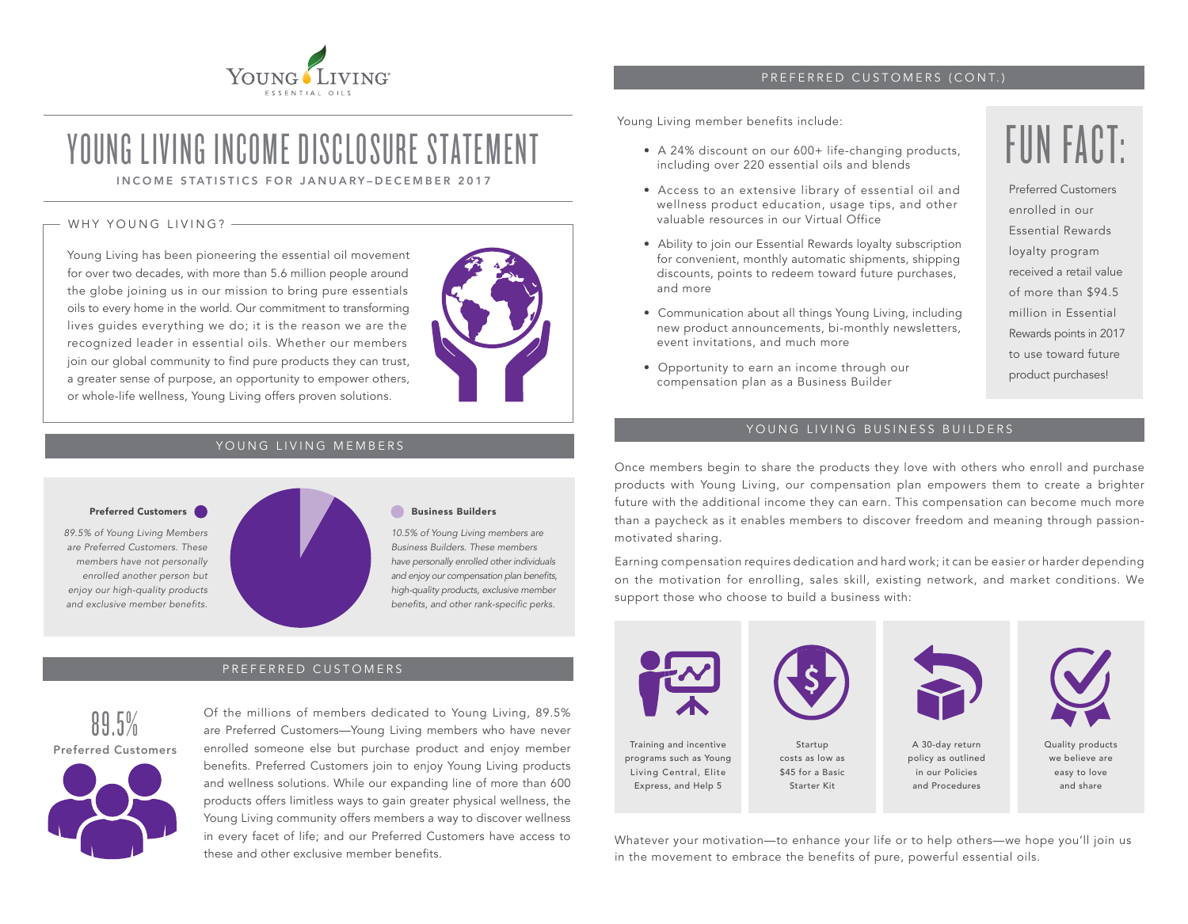# YOUNG LIVING INCOME DISCLOSURE STATEMENT

INCOME STATISTICS FOR JANUARY–DECEMBER 2017

## WHY YOUNG LIVING?

Young Living has been pioneering the essential oil movement for over two decades, with more than 5.6 million people around the globe joining us in our mission to bring pure essentials oils to every home in the world. Our commitment to transforming lives guides everything we do; it is the reason we are the recognized leader in essential oils. Whether our members join our global community to find pure products they can trust, a greater sense of purpose, an opportunity to empower others, or whole-life wellness, Young Living offers proven solutions.

## YOUNG LIVING MEMBERS

**Preferred Customers**

*89.5% of Young Living Members are Preferred Customers. These members have not personally enrolled another person but enjoy our high-quality products and exclusive member benefits.*

**Business Builders**

*10.5% of Young Living members are Business Builders. These members have personally enrolled other individuals and enjoy our compensation plan benefits, high-quality products, exclusive member benefits, and other rank-specific perks.*

## PREFERRED CUSTOMERS

89.5%

Preferred Customers

Of the millions of members dedicated to Young Living, 89.5% are Preferred Customers—Young Living members who have never enrolled someone else but purchase product and enjoy member benefits. Preferred Customers join to enjoy Young Living products and wellness solutions. While our expanding line of more than 600 products offers limitless ways to gain greater physical wellness, the Young Living community offers members a way to discover wellness in every facet of life; and our Preferred Customers have access to these and other exclusive member benefits.

## PREFERRED CUSTOMERS (CONT.)

Young Living member benefits include:

- A 24% discount on our 600+ life-changing products, including over 220 essential oils and blends
- Access to an extensive library of essential oil and wellness product education, usage tips, and other valuable resources in our Virtual Office
- Ability to join our Essential Rewards loyalty subscription for convenient, monthly automatic shipments, shipping discounts, points to redeem toward future purchases, and more
- Communication about all things Young Living, including new product announcements, bi-monthly newsletters, event invitations, and much more
- Opportunity to earn an income through our compensation plan as a Business Builder

### FUN FACT:

Preferred Customers enrolled in our Essential Rewards loyalty program received a retail value of more than $94.5 million in Essential Rewards points in 2017 to use toward future product purchases!

## YOUNG LIVING BUSINESS BUILDERS

Once members begin to share the products they love with others who enroll and purchase products with Young Living, our compensation plan empowers them to create a brighter future with the additional income they can earn. This compensation can become much more than a paycheck as it enables members to discover freedom and meaning through passion-motivated sharing.

Earning compensation requires dedication and hard work; it can be easier or harder depending on the motivation for enrolling, sales skill, existing network, and market conditions. We support those who choose to build a business with:

- Training and incentive programs such as Young Living Central, Elite Express, and Help 5
- Startup costs as low as $45 for a Basic Starter Kit
- A 30-day return policy as outlined in our Policies and Procedures
- Quality products we believe are easy to love and share

Whatever your motivation—to enhance your life or to help others—we hope you'll join us in the movement to embrace the benefits of pure, powerful essential oils.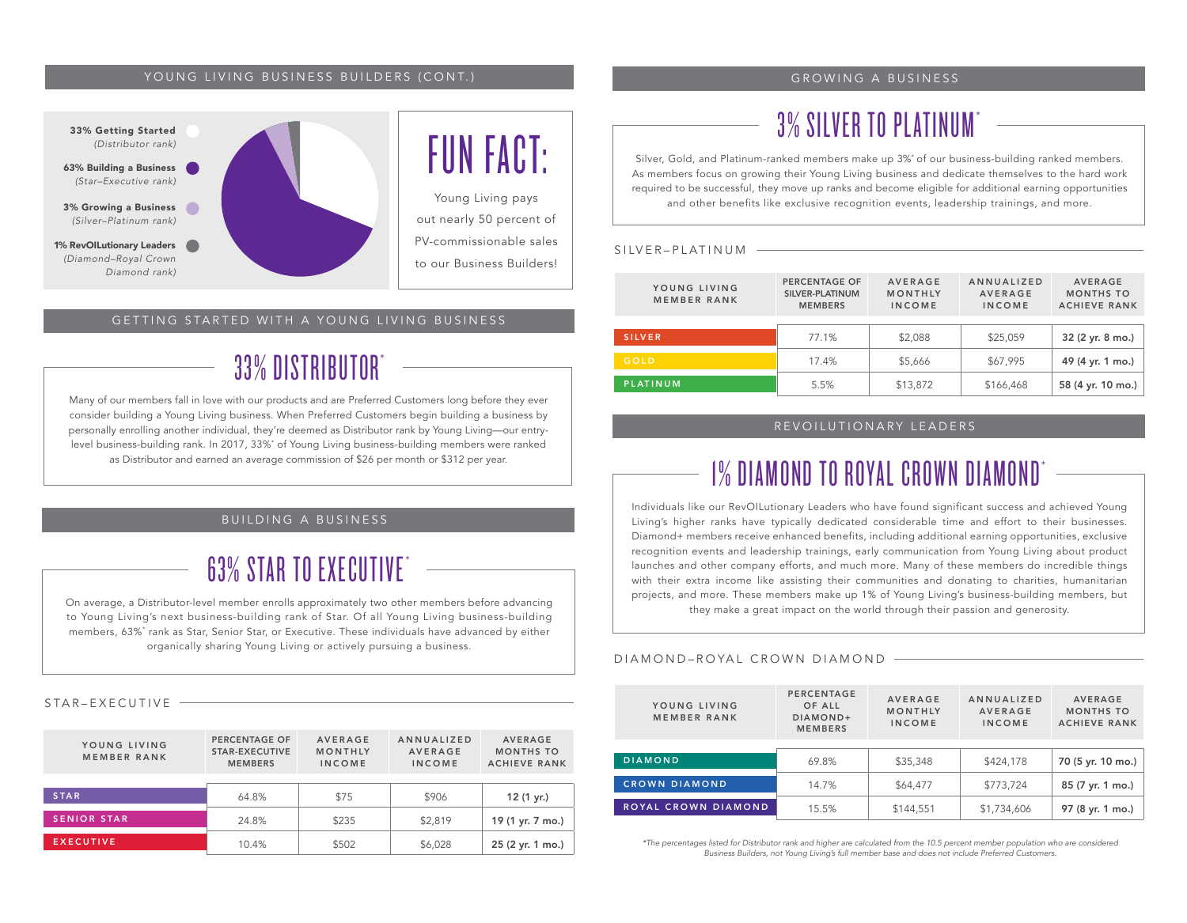## YOUNG LIVING BUSINESS BUILDERS (CONT.)

- **33% Getting Started** (Distributor rank)
- **63% Building a Business** (Star–Executive rank)
- **3% Growing a Business** (Silver–Platinum rank)
- **1% RevOILutionary Leaders** (Diamond–Royal Crown Diamond rank)

### FUN FACT:

Young Living pays out nearly 50 percent of PV-commissionable sales to our Business Builders!

## GETTING STARTED WITH A YOUNG LIVING BUSINESS

### 33% DISTRIBUTOR*

Many of our members fall in love with our products and are Preferred Customers long before they ever consider building a Young Living business. When Preferred Customers begin building a business by personally enrolling another individual, they're deemed as Distributor rank by Young Living—our entry-level business-building rank. In 2017, 33%* of Young Living business-building members were ranked as Distributor and earned an average commission of $26 per month or $312 per year.

## BUILDING A BUSINESS

### 63% STAR TO EXECUTIVE*

On average, a Distributor-level member enrolls approximately two other members before advancing to Young Living's next business-building rank of Star. Of all Young Living business-building members, 63%* rank as Star, Senior Star, or Executive. These individuals have advanced by either organically sharing Young Living or actively pursuing a business.

#### STAR–EXECUTIVE

| YOUNG LIVING MEMBER RANK | PERCENTAGE OF STAR-EXECUTIVE MEMBERS | AVERAGE MONTHLY INCOME | ANNUALIZED AVERAGE INCOME | AVERAGE MONTHS TO ACHIEVE RANK |
|---|---|---|---|---|
| STAR | 64.8% | $75 | $906 | **12 (1 yr.)** |
| SENIOR STAR | 24.8% | $235 | $2,819 | **19 (1 yr. 7 mo.)** |
| EXECUTIVE | 10.4% | $502 | $6,028 | **25 (2 yr. 1 mo.)** |

## GROWING A BUSINESS

### 3% SILVER TO PLATINUM*

Silver, Gold, and Platinum-ranked members make up 3%* of our business-building ranked members. As members focus on growing their Young Living business and dedicate themselves to the hard work required to be successful, they move up ranks and become eligible for additional earning opportunities and other benefits like exclusive recognition events, leadership trainings, and more.

#### SILVER–PLATINUM

| YOUNG LIVING MEMBER RANK | PERCENTAGE OF SILVER-PLATINUM MEMBERS | AVERAGE MONTHLY INCOME | ANNUALIZED AVERAGE INCOME | AVERAGE MONTHS TO ACHIEVE RANK |
|---|---|---|---|---|
| SILVER | 77.1% | $2,088 | $25,059 | **32 (2 yr. 8 mo.)** |
| GOLD | 17.4% | $5,666 | $67,995 | **49 (4 yr. 1 mo.)** |
| PLATINUM | 5.5% | $13,872 | $166,468 | **58 (4 yr. 10 mo.)** |

## REVOILUTIONARY LEADERS

### 1% DIAMOND TO ROYAL CROWN DIAMOND*

Individuals like our RevOILutionary Leaders who have found significant success and achieved Young Living's higher ranks have typically dedicated considerable time and effort to their businesses. Diamond+ members receive enhanced benefits, including additional earning opportunities, exclusive recognition events and leadership trainings, early communication from Young Living about product launches and other company efforts, and much more. Many of these members do incredible things with their extra income like assisting their communities and donating to charities, humanitarian projects, and more. These members make up 1% of Young Living's business-building members, but they make a great impact on the world through their passion and generosity.

#### DIAMOND–ROYAL CROWN DIAMOND

| YOUNG LIVING MEMBER RANK | PERCENTAGE OF ALL DIAMOND+ MEMBERS | AVERAGE MONTHLY INCOME | ANNUALIZED AVERAGE INCOME | AVERAGE MONTHS TO ACHIEVE RANK |
|---|---|---|---|---|
| DIAMOND | 69.8% | $35,348 | $424,178 | **70 (5 yr. 10 mo.)** |
| CROWN DIAMOND | 14.7% | $64,477 | $773,724 | **85 (7 yr. 1 mo.)** |
| ROYAL CROWN DIAMOND | 15.5% | $144,551 | $1,734,606 | **97 (8 yr. 1 mo.)** |

*The percentages listed for Distributor rank and higher are calculated from the 10.5 percent member population who are considered Business Builders, not Young Living's full member base and does not include Preferred Customers.*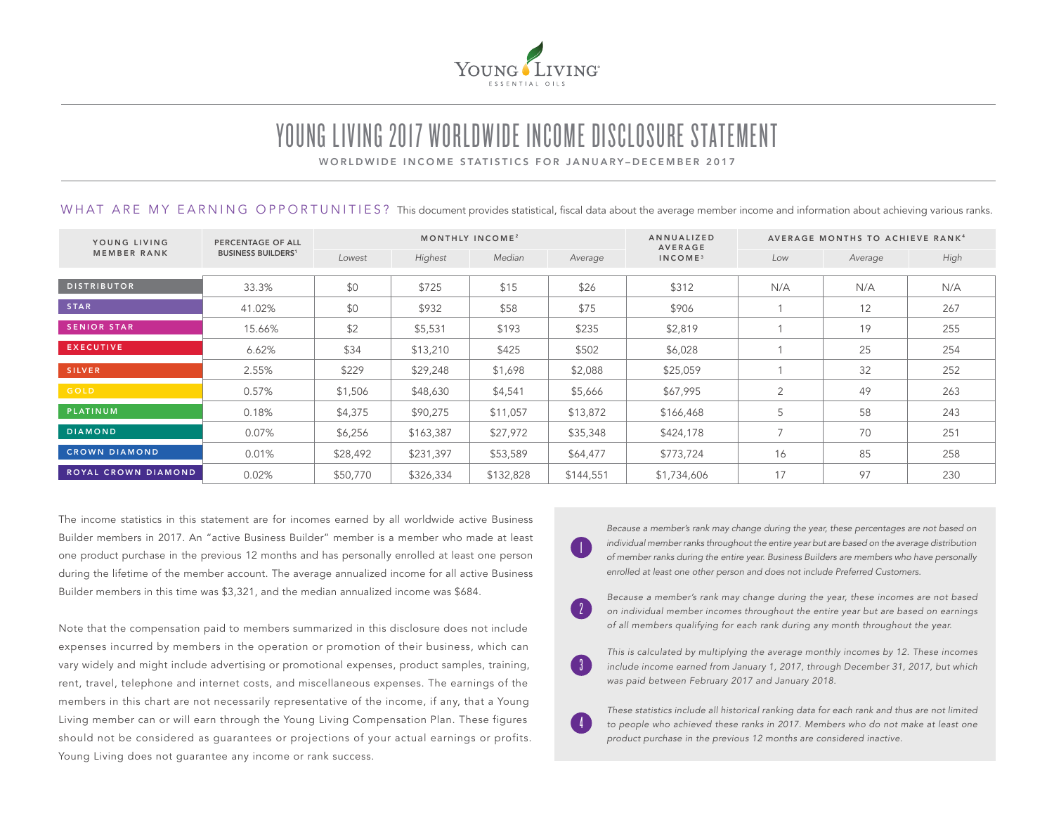# YOUNG LIVING 2017 WORLDWIDE INCOME DISCLOSURE STATEMENT

WORLDWIDE INCOME STATISTICS FOR JANUARY–DECEMBER 2017

## WHAT ARE MY EARNING OPPORTUNITIES?

This document provides statistical, fiscal data about the average member income and information about achieving various ranks.

| YOUNG LIVING MEMBER RANK | PERCENTAGE OF ALL BUSINESS BUILDERS[1] | MONTHLY INCOME[2] | | | | ANNUALIZED AVERAGE INCOME[3] | AVERAGE MONTHS TO ACHIEVE RANK[4] | | |
|---|---|---|---|---|---|---|---|---|---|
| | | Lowest | Highest | Median | Average | | Low | Average | High |
| DISTRIBUTOR | 33.3% | $0 | $725 | $15 | $26 | $312 | N/A | N/A | N/A |
| STAR | 41.02% | $0 | $932 | $58 | $75 | $906 | 1 | 12 | 267 |
| SENIOR STAR | 15.66% | $2 | $5,531 | $193 | $235 | $2,819 | 1 | 19 | 255 |
| EXECUTIVE | 6.62% | $34 | $13,210 | $425 | $502 | $6,028 | 1 | 25 | 254 |
| SILVER | 2.55% | $229 | $29,248 | $1,698 | $2,088 | $25,059 | 1 | 32 | 252 |
| GOLD | 0.57% | $1,506 | $48,630 | $4,541 | $5,666 | $67,995 | 2 | 49 | 263 |
| PLATINUM | 0.18% | $4,375 | $90,275 | $11,057 | $13,872 | $166,468 | 5 | 58 | 243 |
| DIAMOND | 0.07% | $6,256 | $163,387 | $27,972 | $35,348 | $424,178 | 7 | 70 | 251 |
| CROWN DIAMOND | 0.01% | $28,492 | $231,397 | $53,589 | $64,477 | $773,724 | 16 | 85 | 258 |
| ROYAL CROWN DIAMOND | 0.02% | $50,770 | $326,334 | $132,828 | $144,551 | $1,734,606 | 17 | 97 | 230 |

The income statistics in this statement are for incomes earned by all worldwide active Business Builder members in 2017. An "active Business Builder" member is a member who made at least one product purchase in the previous 12 months and has personally enrolled at least one person during the lifetime of the member account. The average annualized income for all active Business Builder members in this time was $3,321, and the median annualized income was $684.

Note that the compensation paid to members summarized in this disclosure does not include expenses incurred by members in the operation or promotion of their business, which can vary widely and might include advertising or promotional expenses, product samples, training, rent, travel, telephone and internet costs, and miscellaneous expenses. The earnings of the members in this chart are not necessarily representative of the income, if any, that a Young Living member can or will earn through the Young Living Compensation Plan. These figures should not be considered as guarantees or projections of your actual earnings or profits. Young Living does not guarantee any income or rank success.

1. *Because a member's rank may change during the year, these percentages are not based on individual member ranks throughout the entire year but are based on the average distribution of member ranks during the entire year. Business Builders are members who have personally enrolled at least one other person and does not include Preferred Customers.*
2. *Because a member's rank may change during the year, these incomes are not based on individual member incomes throughout the entire year but are based on earnings of all members qualifying for each rank during any month throughout the year.*
3. *This is calculated by multiplying the average monthly incomes by 12. These incomes include income earned from January 1, 2017, through December 31, 2017, but which was paid between February 2017 and January 2018.*
4. *These statistics include all historical ranking data for each rank and thus are not limited to people who achieved these ranks in 2017. Members who do not make at least one product purchase in the previous 12 months are considered inactive.*